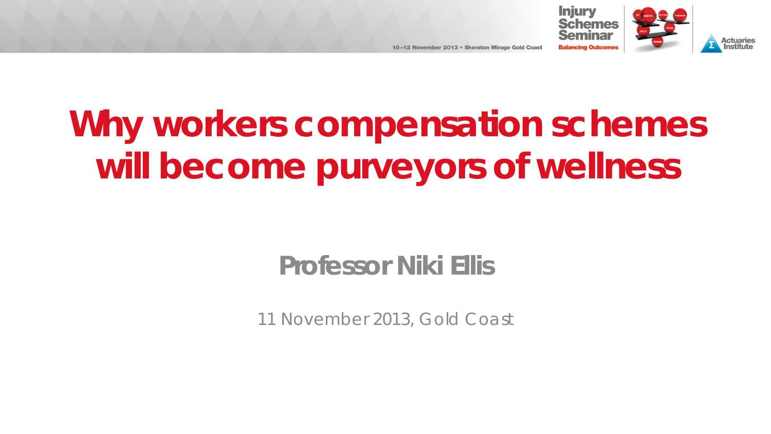# Why workers compensation schemes will become purveyors of wellness

**Professor Niki Ellis**

11 November 2013, Gold Coast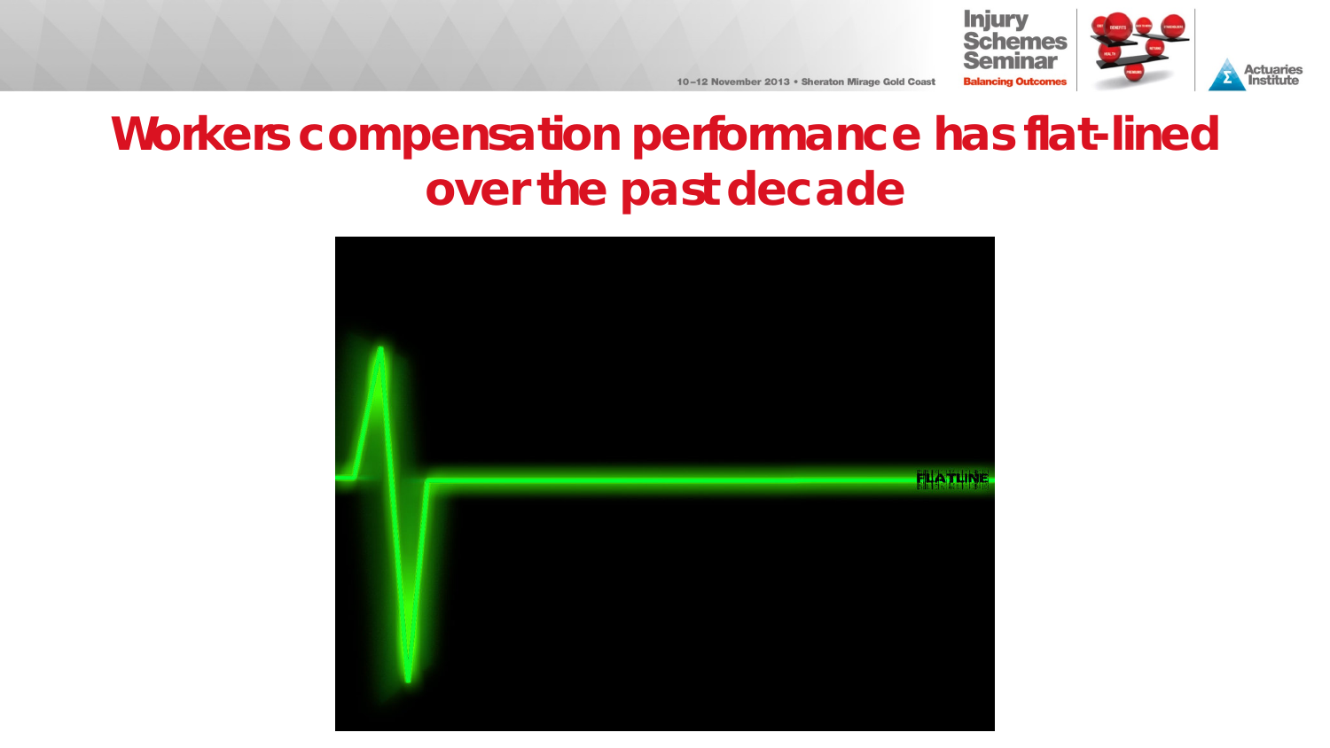# Workers compensation performance has flat-lined over the past decade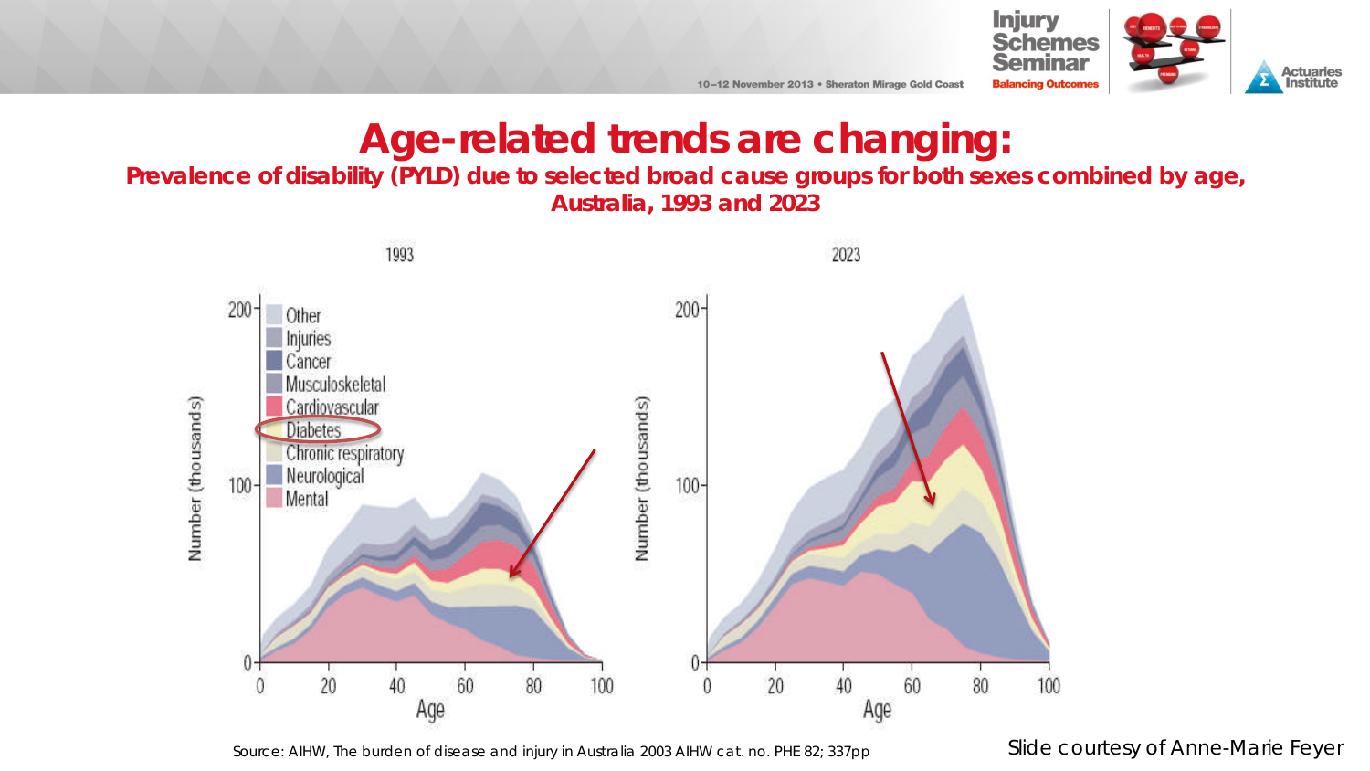# Age-related trends are changing:

**Prevalence of disability (PYLD) due to selected broad cause groups for both sexes combined by age, Australia, 1993 and 2023**

Source: AIHW, The burden of disease and injury in Australia 2003 AIHW cat. no. PHE 82; 337pp

Slide courtesy of Anne-Marie Feyer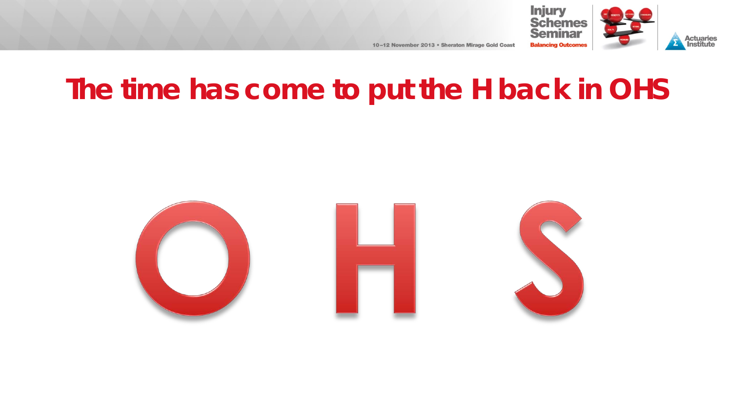# The time has come to put the H back in OHS

O H S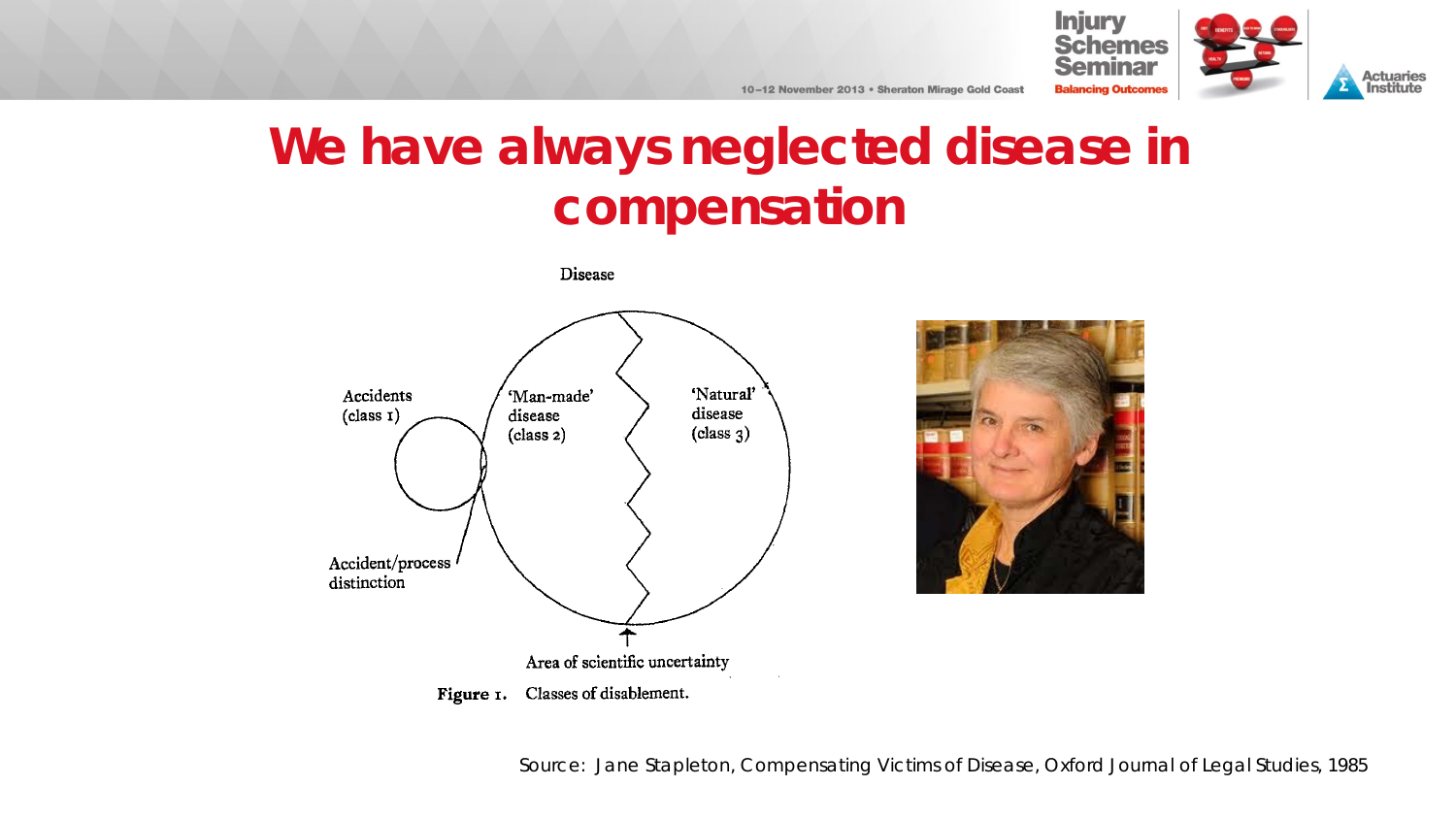# We have always neglected disease in compensation

Disease

Accidents (class 1)

'Man-made' disease (class 2)

'Natural' disease (class 3)

Accident/process distinction

Area of scientific uncertainty

**Figure 1.** Classes of disablement.

Source: Jane Stapleton, Compensating Victims of Disease, Oxford Journal of Legal Studies, 1985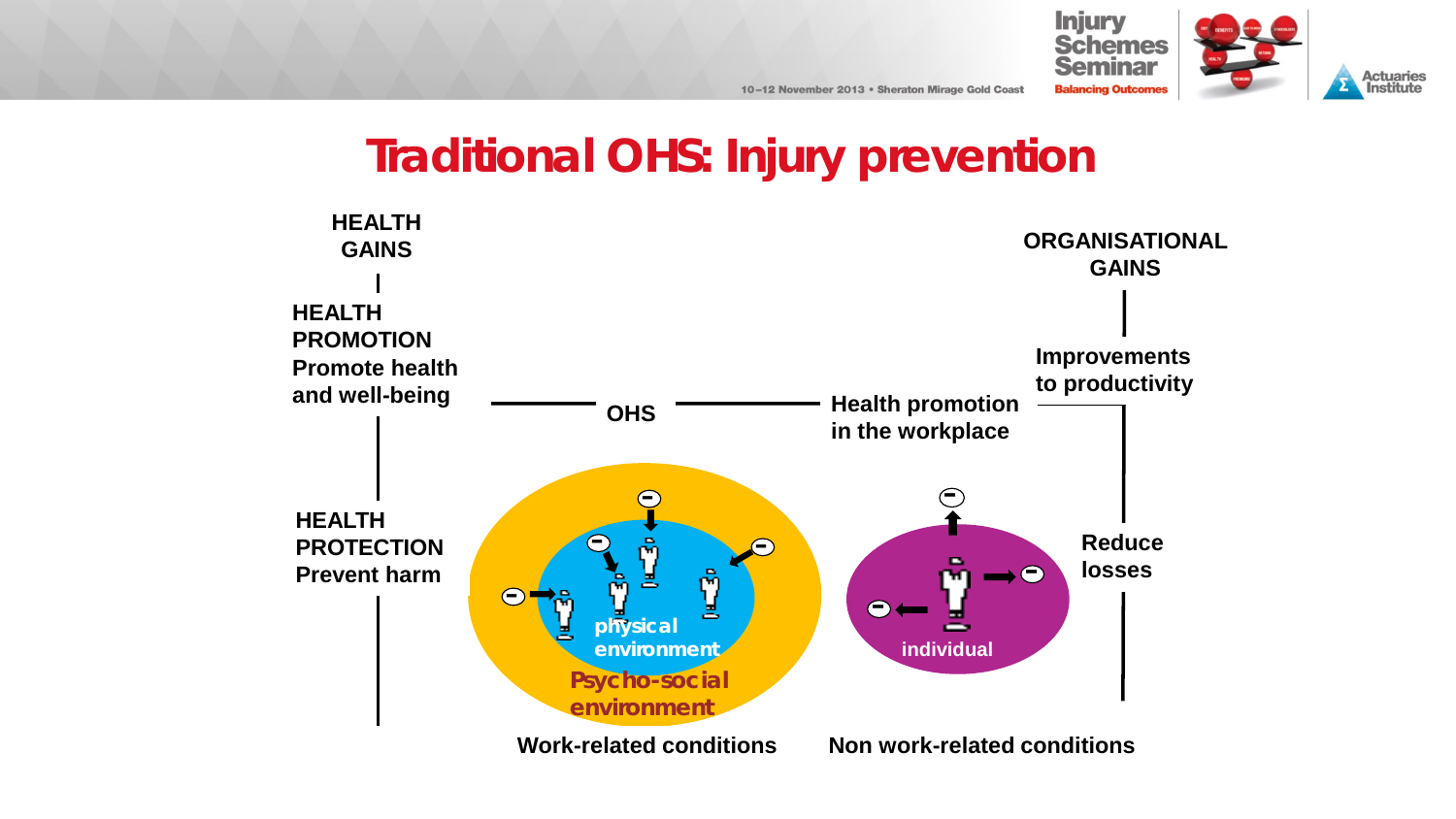# Traditional OHS: Injury prevention

HEALTH GAINS

**HEALTH PROMOTION**
Promote health and well-being

**HEALTH PROTECTION**
Prevent harm

OHS

Health promotion in the workplace

ORGANISATIONAL GAINS

Improvements to productivity

Reduce losses

physical environment

Psycho-social environment

individual

Work-related conditions

Non work-related conditions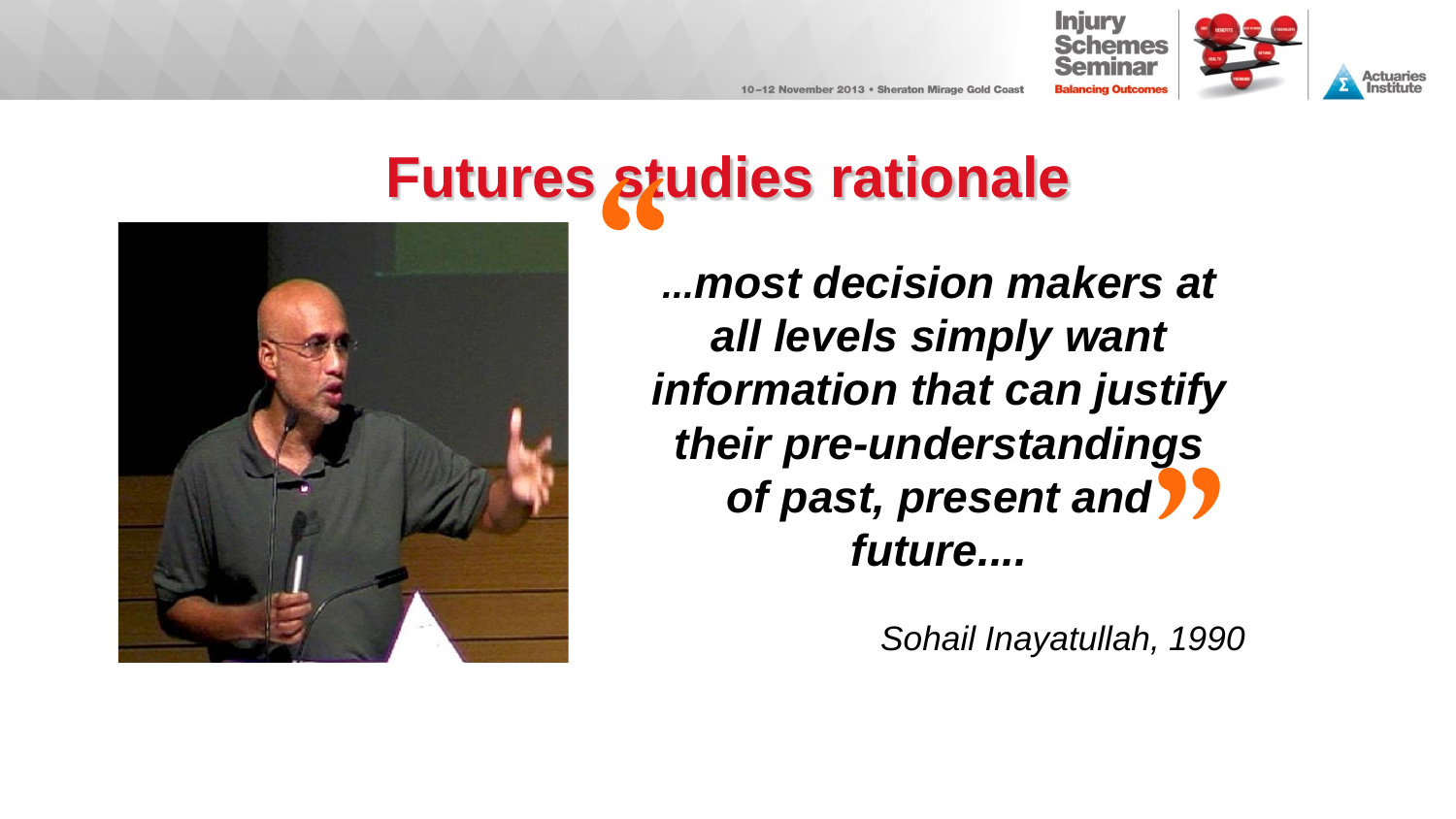# Futures studies rationale

> *...most decision makers at all levels simply want information that can justify their pre-understandings of past, present and future....*

*Sohail Inayatullah, 1990*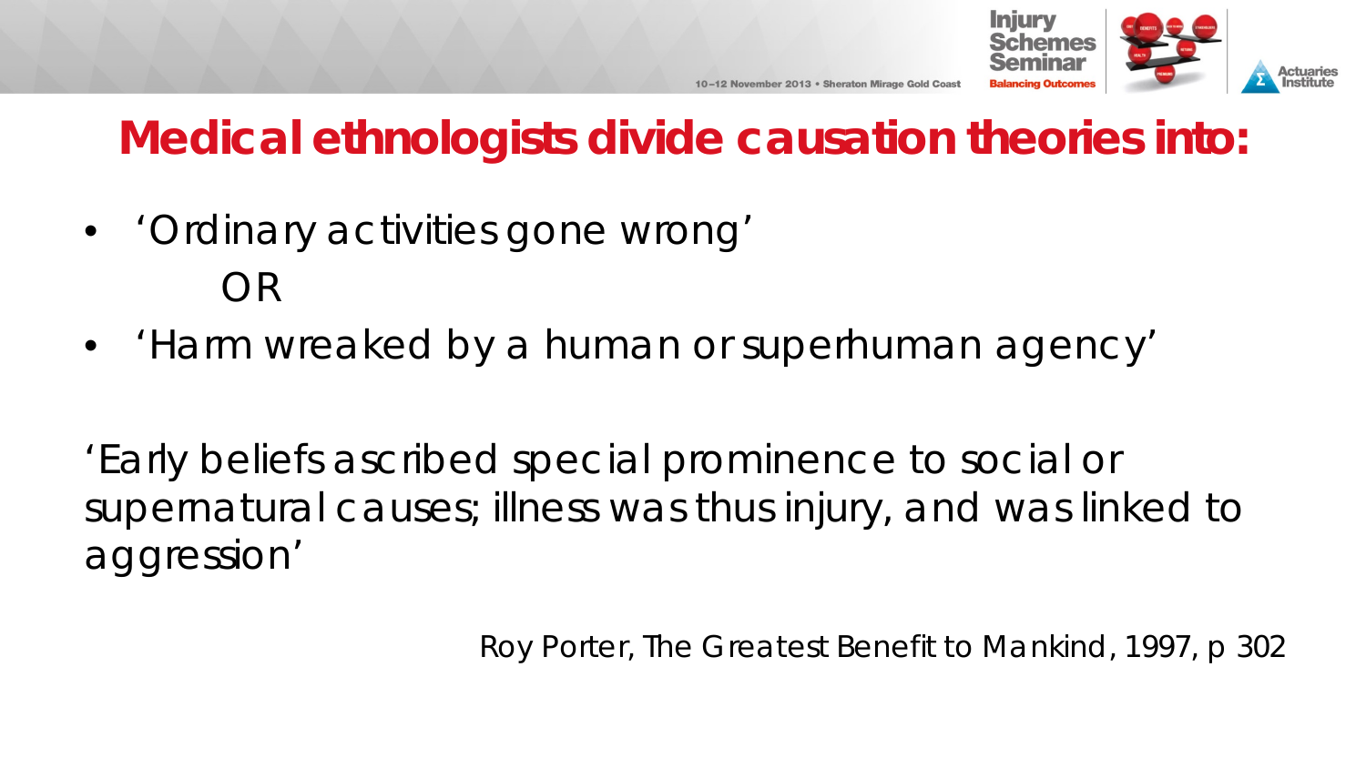# Medical ethnologists divide causation theories into:

- 'Ordinary activities gone wrong'

  OR

- 'Harm wreaked by a human or superhuman agency'

'Early beliefs ascribed special prominence to social or supernatural causes; illness was thus injury, and was linked to aggression'

Roy Porter, The Greatest Benefit to Mankind, 1997, p 302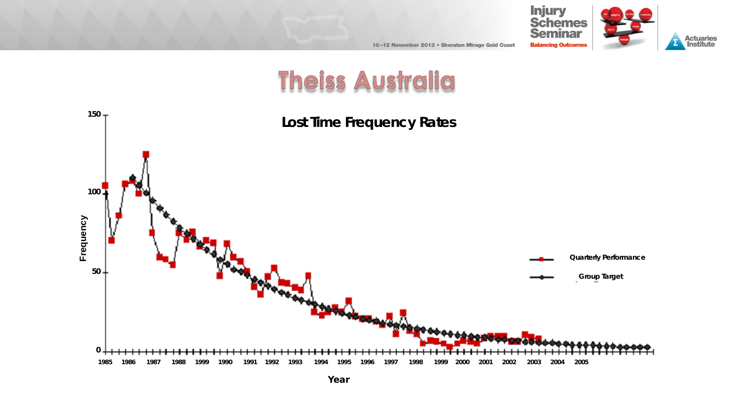# Theiss Australia

**Lost Time Frequency Rates**

Frequency: 0, 50, 100, 150

Year: 1985, 1986, 1987, 1988, 1999, 1990, 1991, 1992, 1993, 1994, 1995, 1996, 1997, 1998, 1999, 2000, 2001, 2002, 2003, 2004, 2005

- Quarterly Performance
- Group Target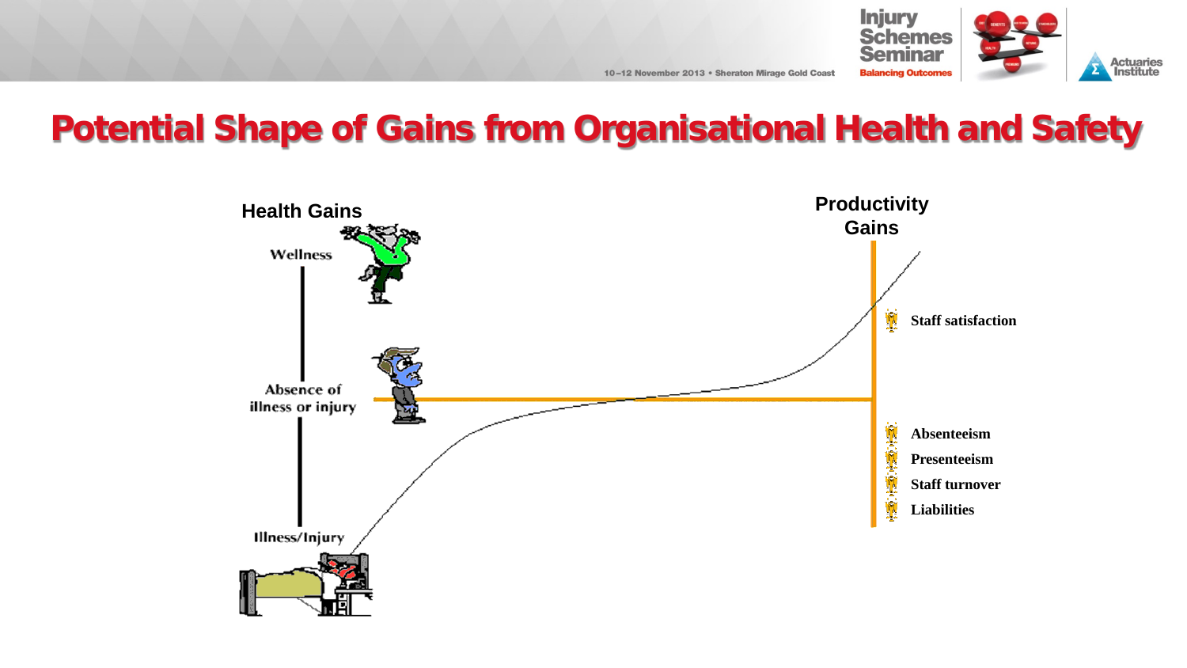# Potential Shape of Gains from Organisational Health and Safety

**Health Gains**

Wellness

Absence of illness or injury

Illness/Injury

**Productivity Gains**

- **Staff satisfaction**
- **Absenteeism**
- **Presenteeism**
- **Staff turnover**
- **Liabilities**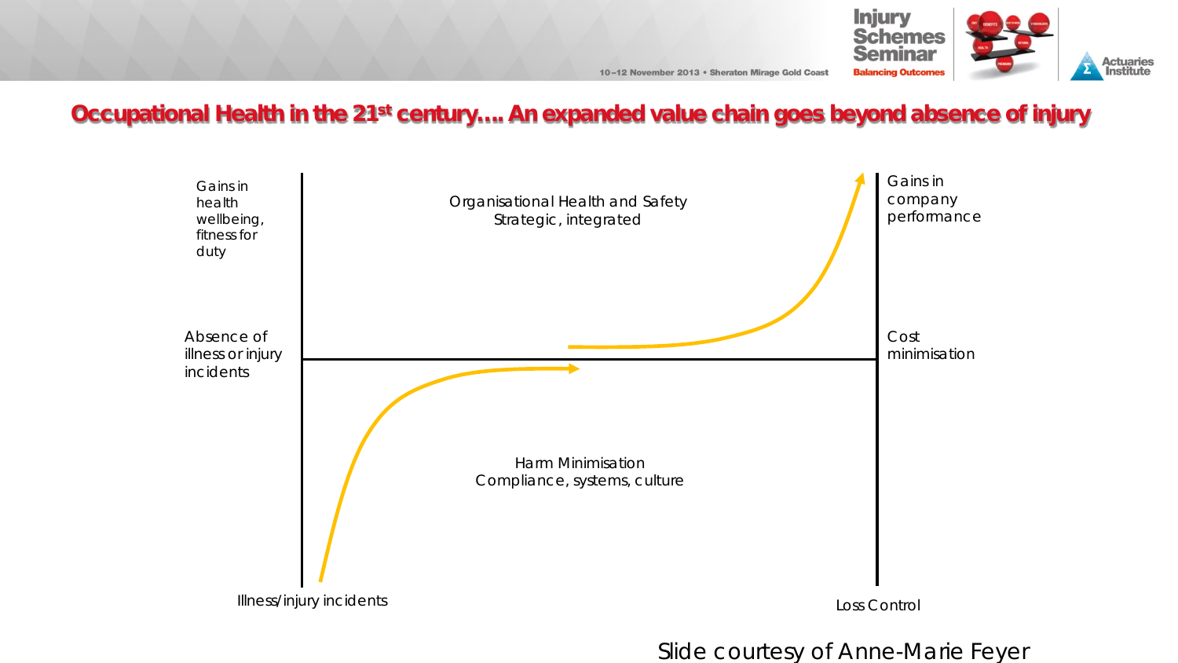## Occupational Health in the 21st century…. An expanded value chain goes beyond absence of injury

Gains in health wellbeing, fitness for duty

Organisational Health and Safety
Strategic, integrated

Gains in company performance

Absence of illness or injury incidents

Cost minimisation

Harm Minimisation
Compliance, systems, culture

Illness/injury incidents

Loss Control

Slide courtesy of Anne-Marie Feyer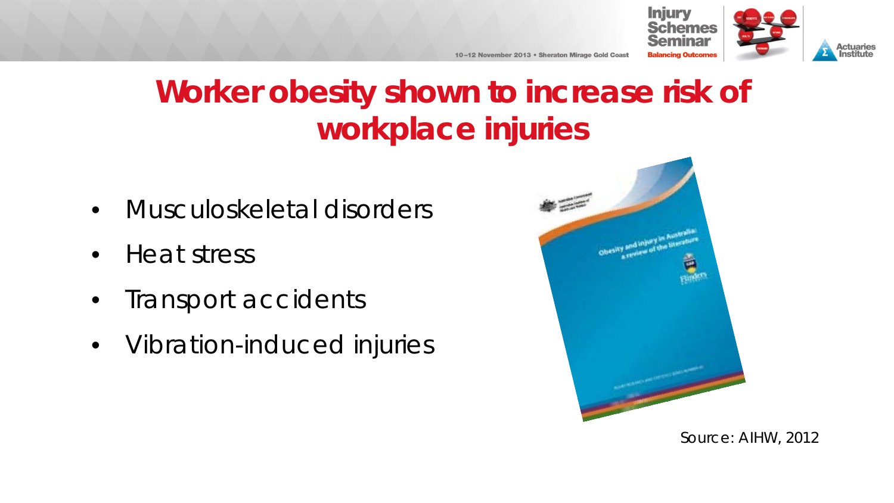# Worker obesity shown to increase risk of workplace injuries

- Musculoskeletal disorders
- Heat stress
- Transport accidents
- Vibration-induced injuries

Source: AIHW, 2012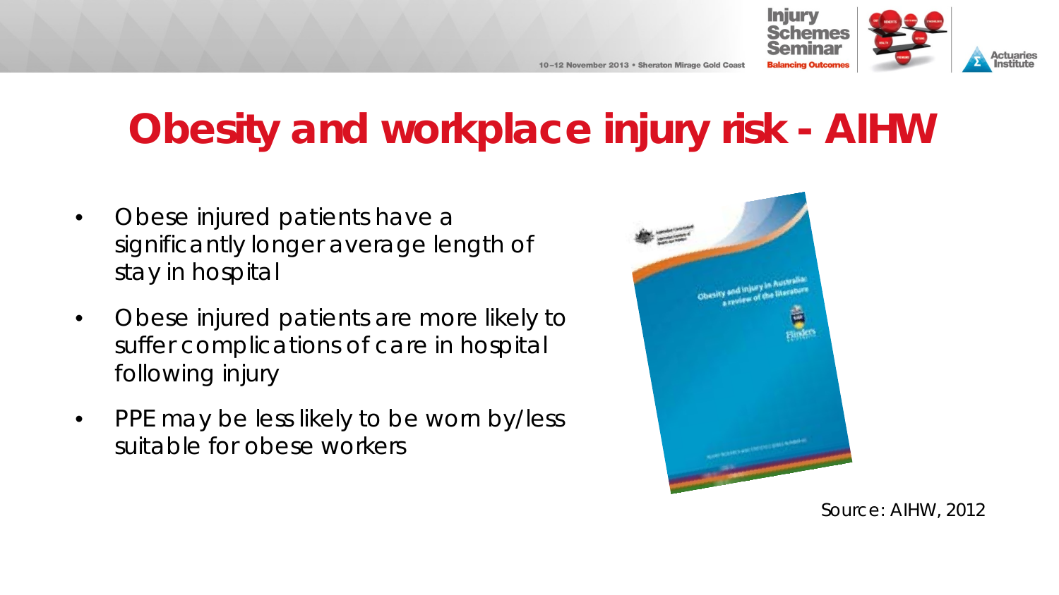# Obesity and workplace injury risk - AIHW

- Obese injured patients have a significantly longer average length of stay in hospital
- Obese injured patients are more likely to suffer complications of care in hospital following injury
- PPE may be less likely to be worn by/less suitable for obese workers

Source: AIHW, 2012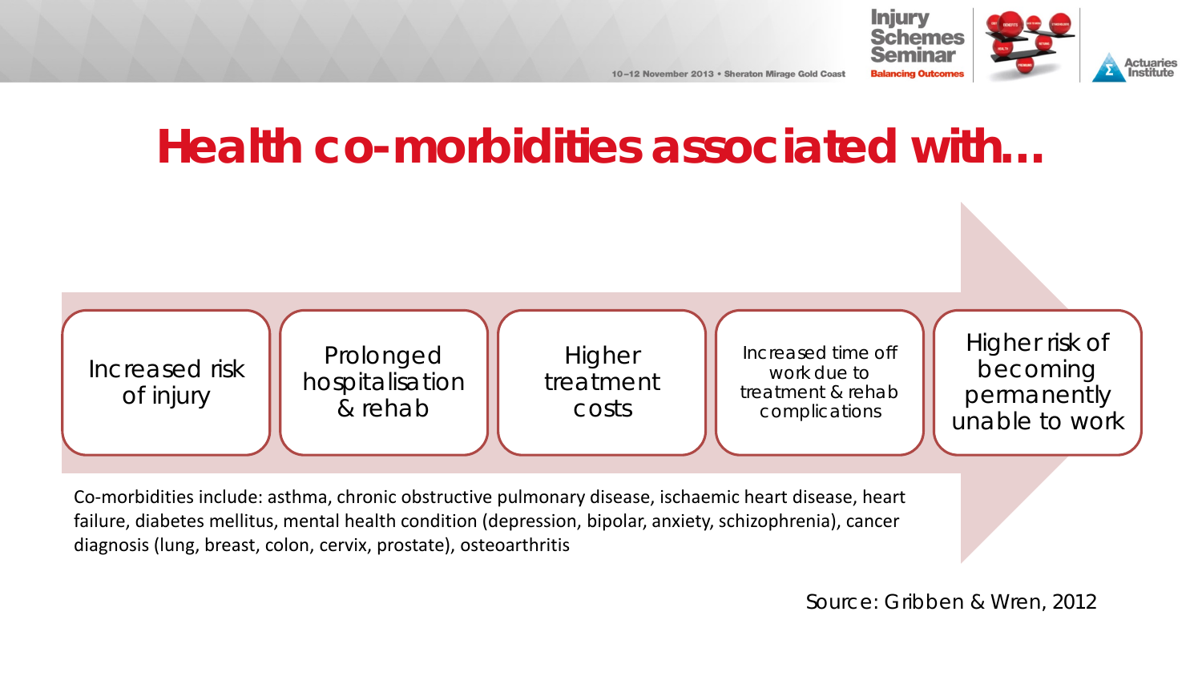# Health co-morbidities associated with…

- Increased risk of injury
- Prolonged hospitalisation & rehab
- Higher treatment costs
- Increased time off work due to treatment & rehab complications
- Higher risk of becoming permanently unable to work

Co-morbidities include: asthma, chronic obstructive pulmonary disease, ischaemic heart disease, heart failure, diabetes mellitus, mental health condition (depression, bipolar, anxiety, schizophrenia), cancer diagnosis (lung, breast, colon, cervix, prostate), osteoarthritis

Source: Gribben & Wren, 2012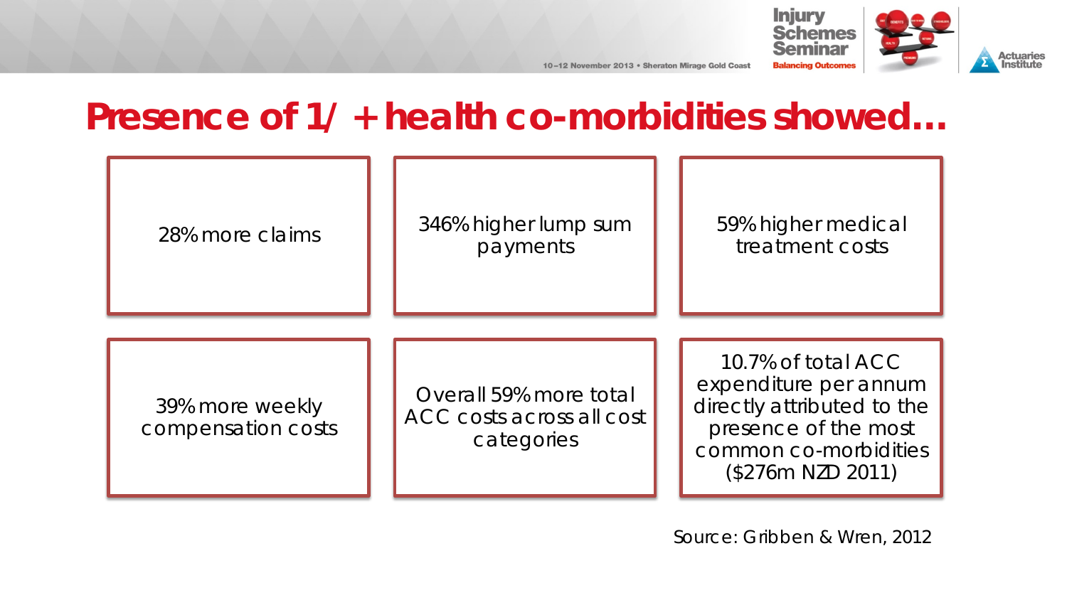# Presence of 1/ + health co-morbidities showed…

- 28% more claims
- 346% higher lump sum payments
- 59% higher medical treatment costs
- 39% more weekly compensation costs
- Overall 59% more total ACC costs across all cost categories
- 10.7% of total ACC expenditure per annum directly attributed to the presence of the most common co-morbidities ($276m NZD 2011)

Source: Gribben & Wren, 2012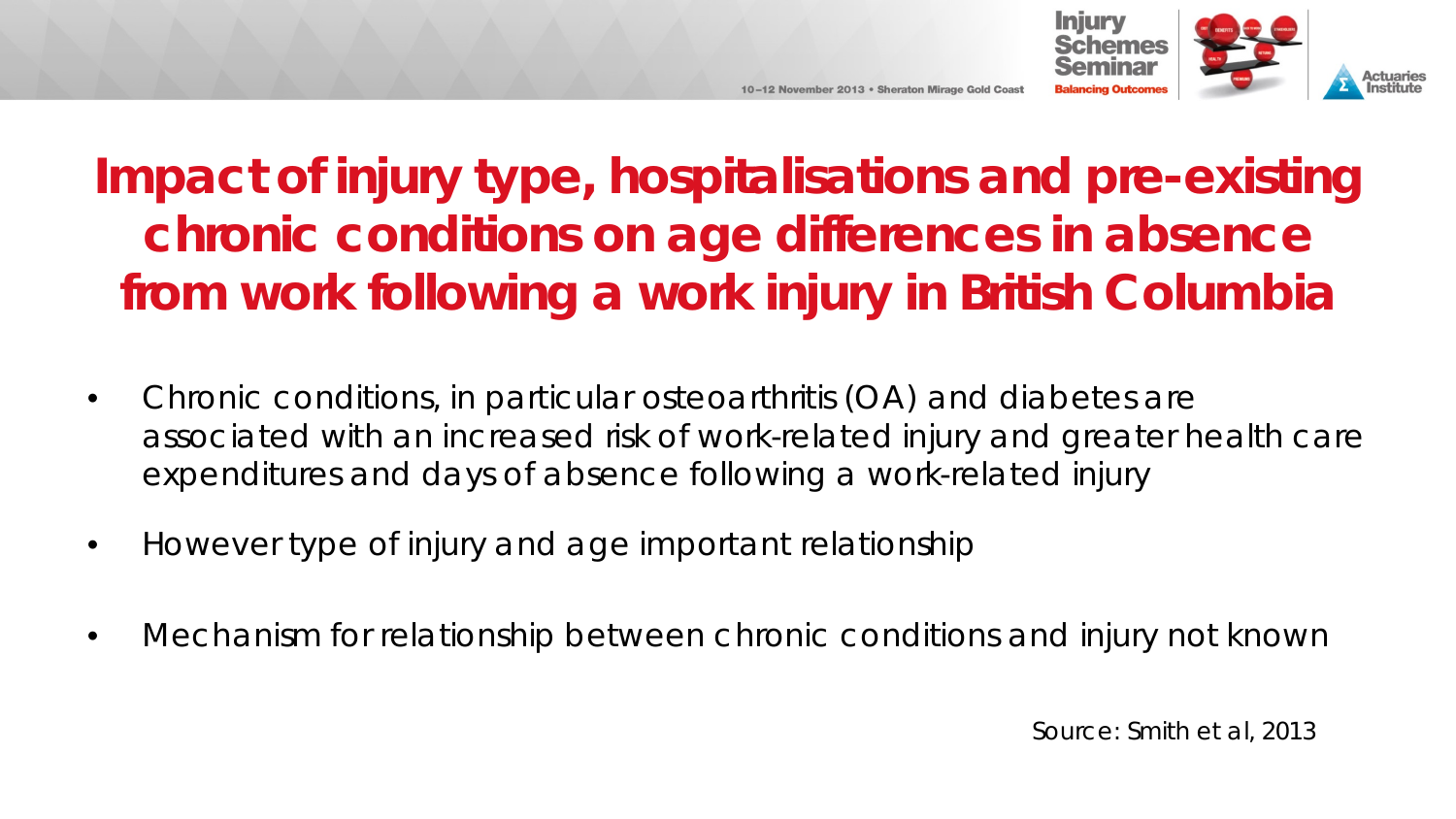# Impact of injury type, hospitalisations and pre-existing chronic conditions on age differences in absence from work following a work injury in British Columbia

- Chronic conditions, in particular osteoarthritis (OA) and diabetes are associated with an increased risk of work-related injury and greater health care expenditures and days of absence following a work-related injury
- However type of injury and age important relationship
- Mechanism for relationship between chronic conditions and injury not known

Source: Smith et al, 2013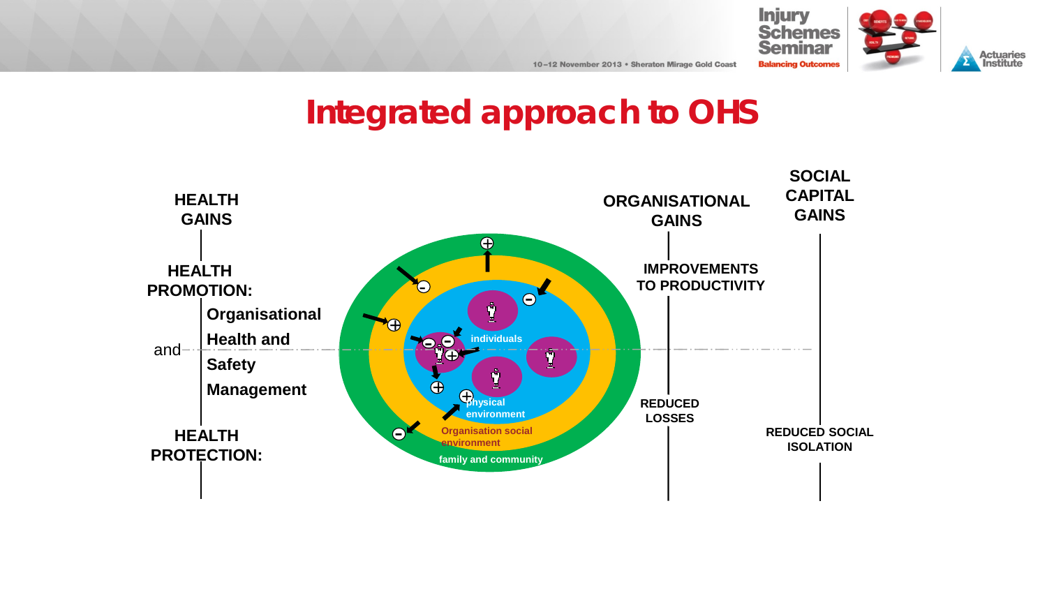# Integrated approach to OHS

HEALTH GAINS

HEALTH PROMOTION:

Organisational Health and Safety Management

and

HEALTH PROTECTION:

individuals

physical environment

Organisation social environment

family and community

ORGANISATIONAL GAINS

IMPROVEMENTS TO PRODUCTIVITY

REDUCED LOSSES

SOCIAL CAPITAL GAINS

REDUCED SOCIAL ISOLATION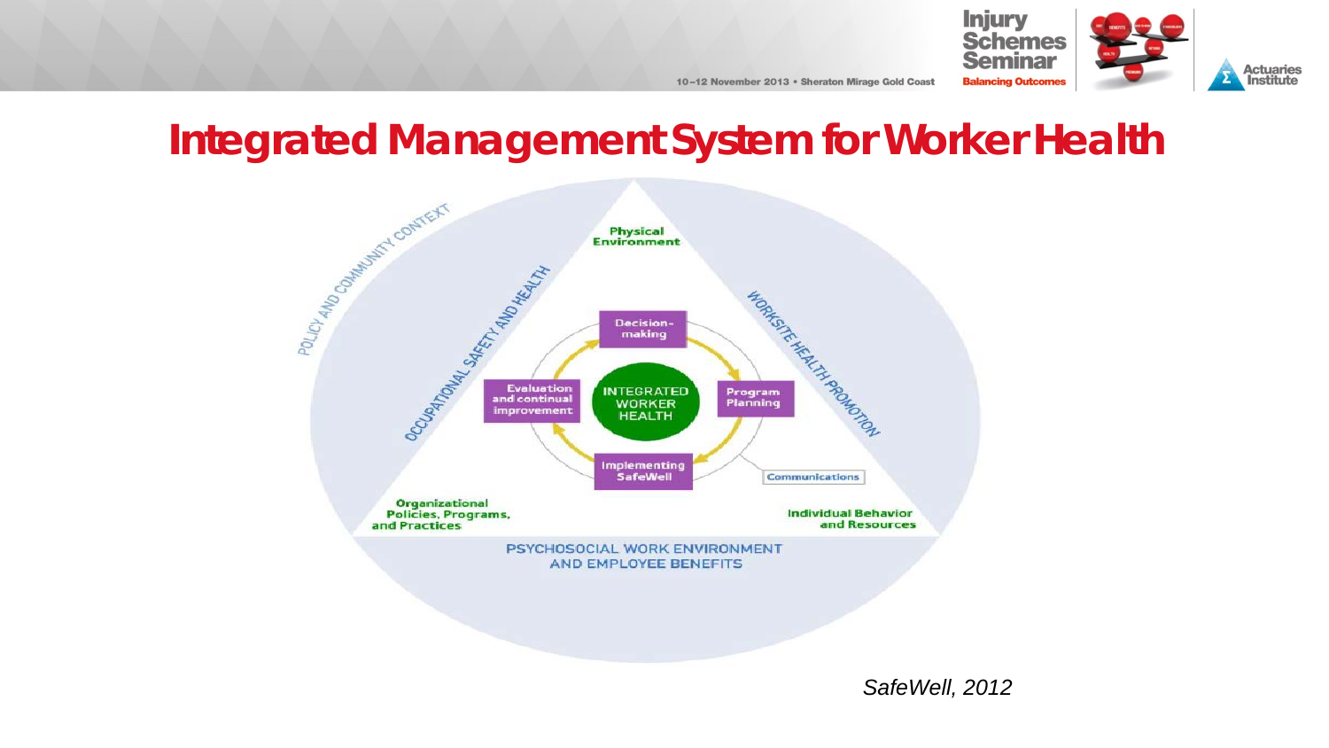# Integrated Management System for Worker Health

POLICY AND COMMUNITY CONTEXT

OCCUPATIONAL SAFETY AND HEALTH

WORKSITE HEALTH PROMOTION

Physical Environment

Decision-making

Program Planning

Implementing SafeWell

Evaluation and continual improvement

INTEGRATED WORKER HEALTH

Communications

Organizational Policies, Programs, and Practices

Individual Behavior and Resources

PSYCHOSOCIAL WORK ENVIRONMENT AND EMPLOYEE BENEFITS

*SafeWell, 2012*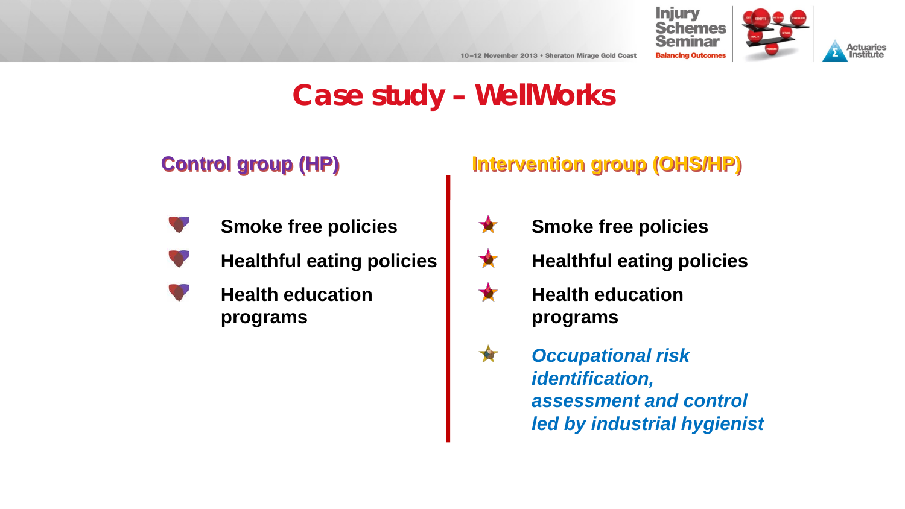# Case study – WellWorks

## Control group (HP)

- **Smoke free policies**
- **Healthful eating policies**
- **Health education programs**

## Intervention group (OHS/HP)

- **Smoke free policies**
- **Healthful eating policies**
- **Health education programs**
- ***Occupational risk identification, assessment and control led by industrial hygienist***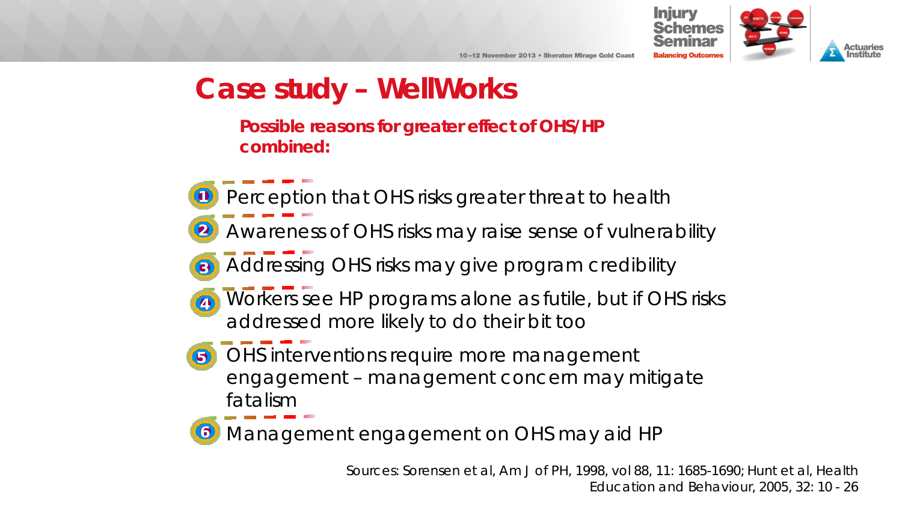# Case study – WellWorks

**Possible reasons for greater effect of OHS/HP combined:**

1. Perception that OHS risks greater threat to health
2. Awareness of OHS risks may raise sense of vulnerability
3. Addressing OHS risks may give program credibility
4. Workers see HP programs alone as futile, but if OHS risks addressed more likely to do their bit too
5. OHS interventions require more management engagement – management concern may mitigate fatalism
6. Management engagement on OHS may aid HP

Sources: Sorensen et al, Am J of PH, 1998, vol 88, 11: 1685-1690; Hunt et al, Health Education and Behaviour, 2005, 32: 10 - 26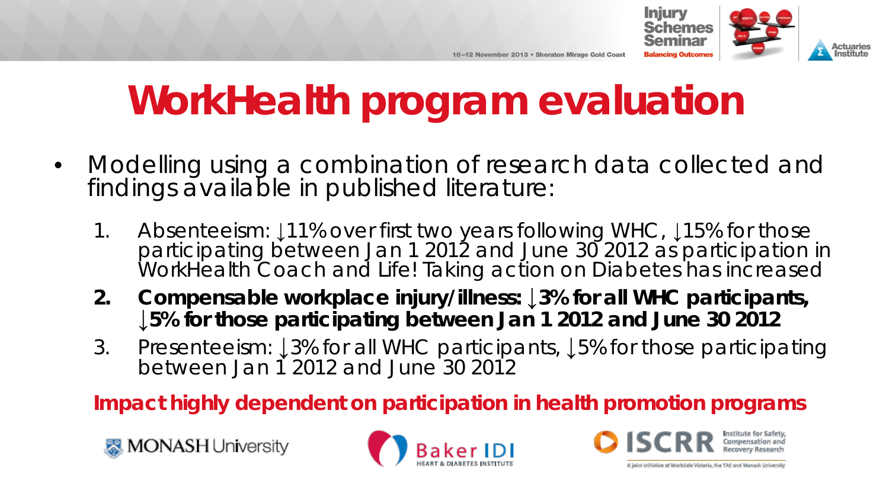# WorkHealth program evaluation

- Modelling using a combination of research data collected and findings available in published literature:

  1. Absenteeism: ↓11% over first two years following WHC, ↓15% for those participating between Jan 1 2012 and June 30 2012 as participation in WorkHealth Coach and Life! Taking action on Diabetes has increased
  2. **Compensable workplace injury/illness: ↓3% for all WHC participants, ↓5% for those participating between Jan 1 2012 and June 30 2012**
  3. Presenteeism: ↓3% for all WHC participants, ↓5% for those participating between Jan 1 2012 and June 30 2012

**Impact highly dependent on participation in health promotion programs**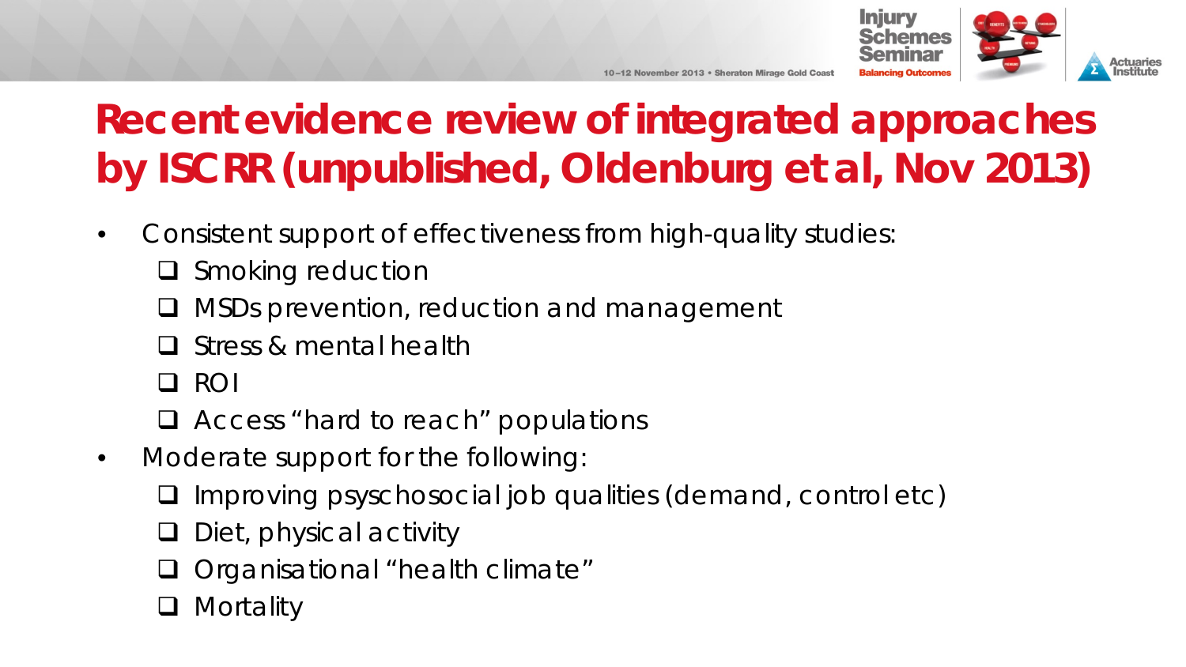# Recent evidence review of integrated approaches by ISCRR (unpublished, Oldenburg et al, Nov 2013)

- Consistent support of effectiveness from high-quality studies:
  - ❑ Smoking reduction
  - ❑ MSDs prevention, reduction and management
  - ❑ Stress & mental health
  - ❑ ROI
  - ❑ Access "hard to reach" populations
- Moderate support for the following:
  - ❑ Improving psychosocial job qualities (demand, control etc)
  - ❑ Diet, physical activity
  - ❑ Organisational "health climate"
  - ❑ Mortality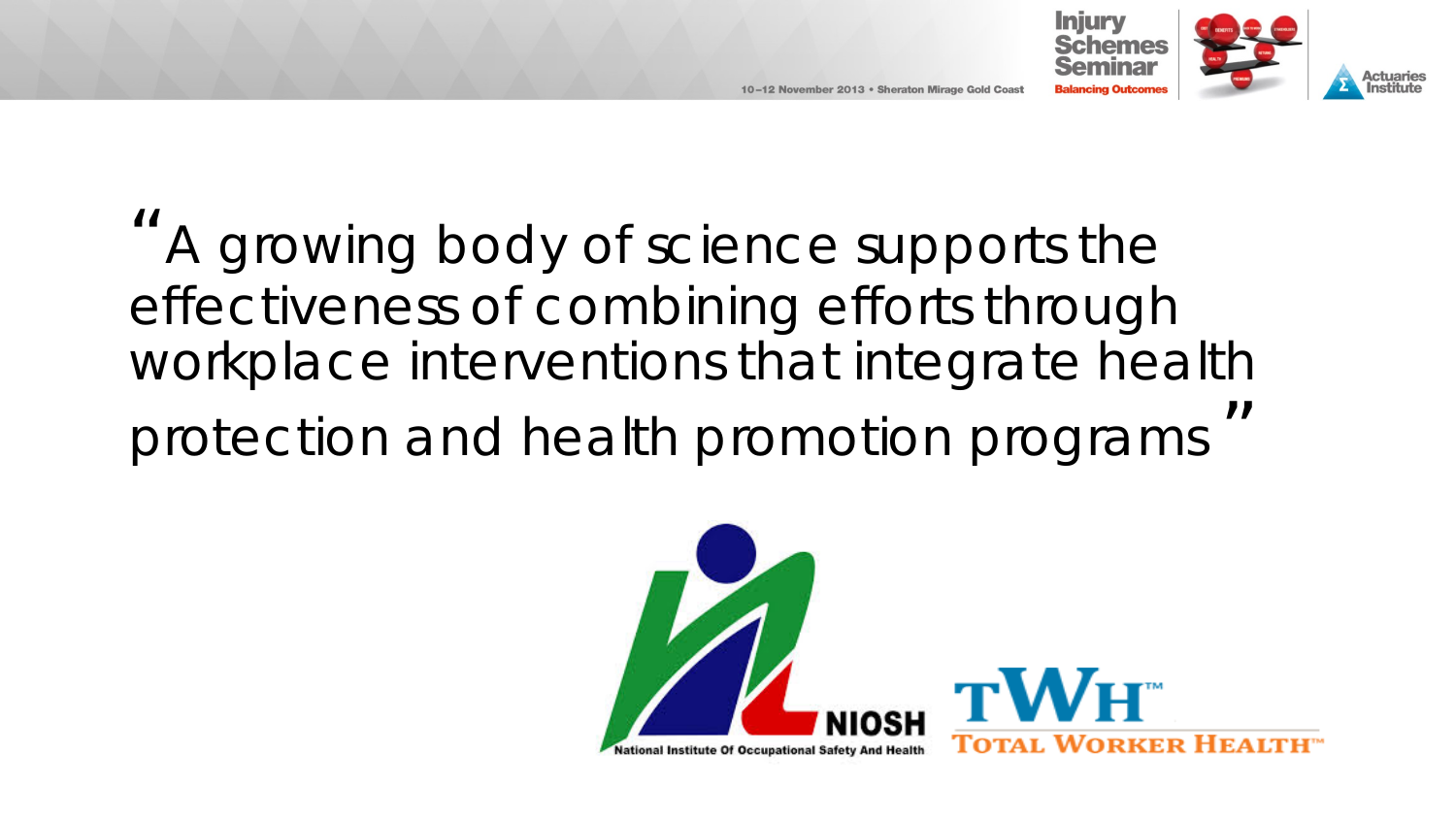"A growing body of science supports the effectiveness of combining efforts through workplace interventions that integrate health protection and health promotion programs"

NIOSH

National Institute Of Occupational Safety And Health

TWH™

TOTAL WORKER HEALTH™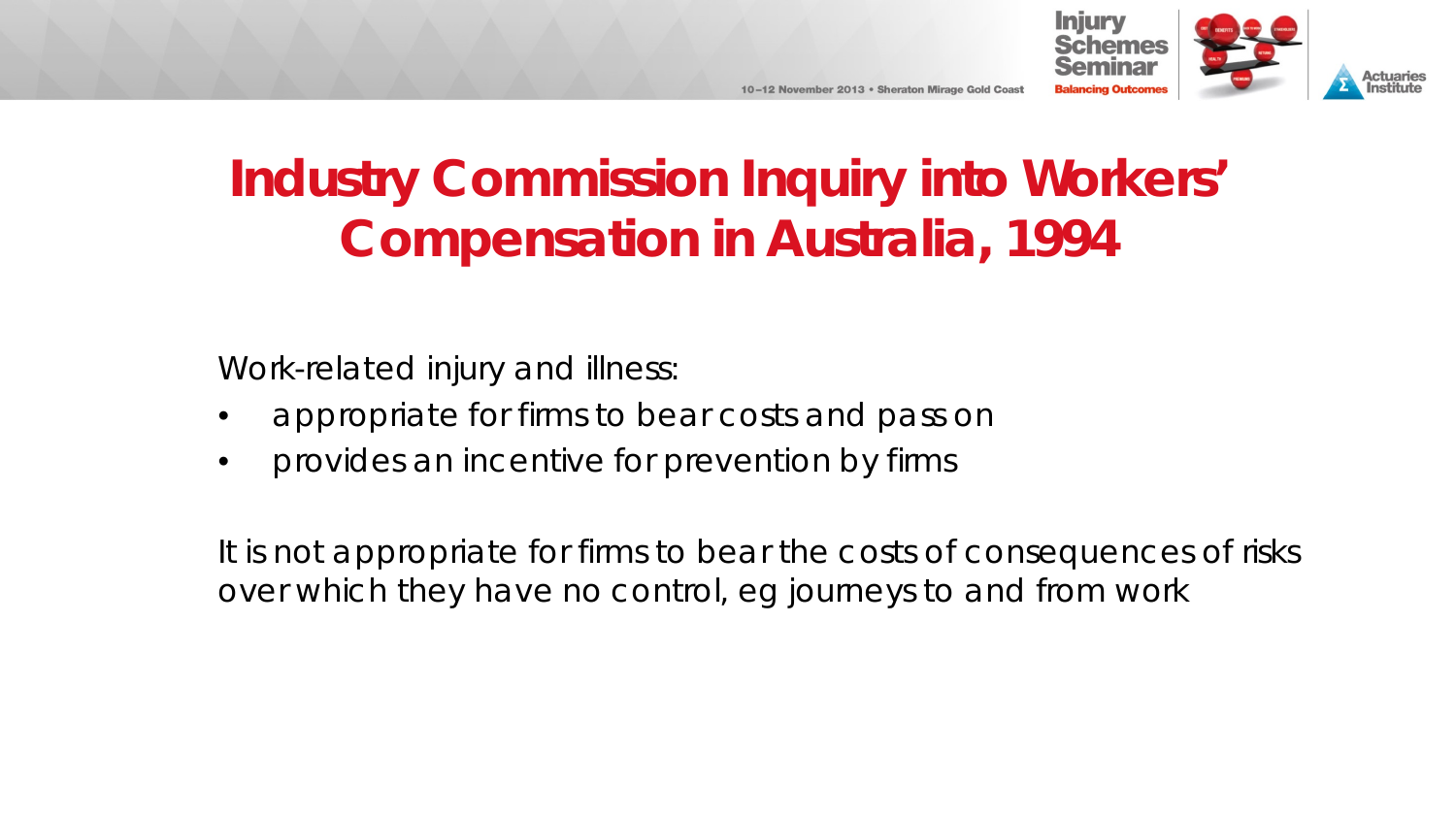# Industry Commission Inquiry into Workers' Compensation in Australia, 1994

Work-related injury and illness:

- appropriate for firms to bear costs and pass on
- provides an incentive for prevention by firms

It is not appropriate for firms to bear the costs of consequences of risks over which they have no control, eg journeys to and from work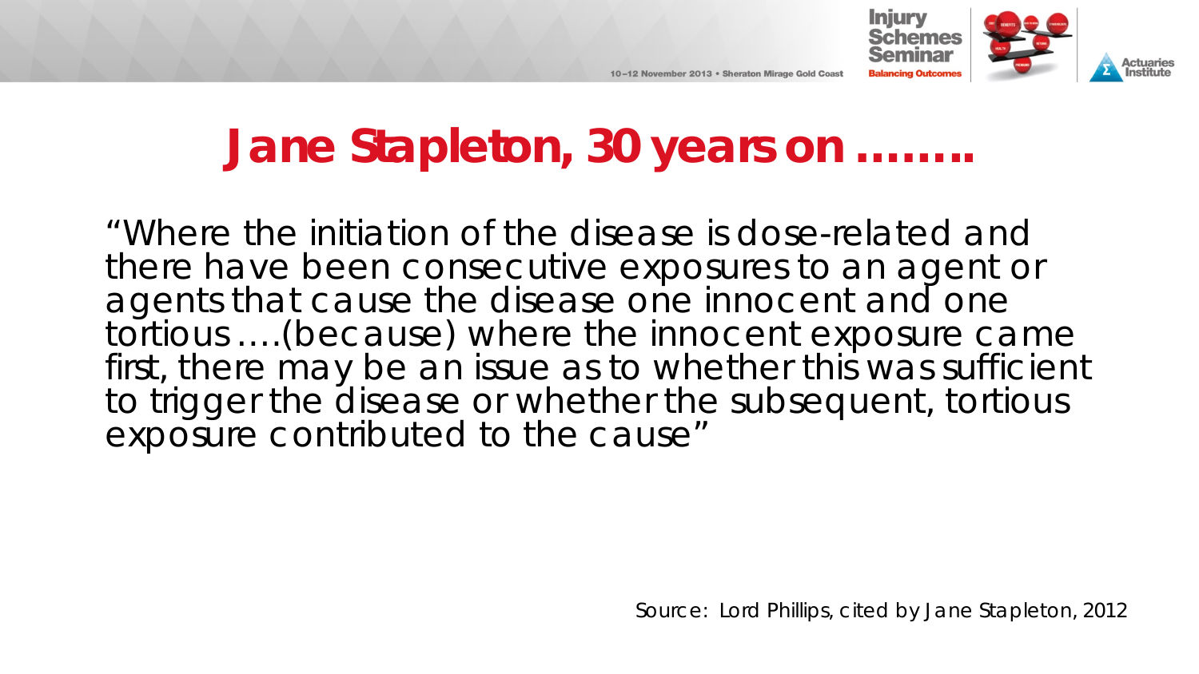# Jane Stapleton, 30 years on ……..

"Where the initiation of the disease is dose-related and there have been consecutive exposures to an agent or agents that cause the disease one innocent and one tortious….(because) where the innocent exposure came first, there may be an issue as to whether this was sufficient to trigger the disease or whether the subsequent, tortious exposure contributed to the cause"

Source: Lord Phillips, cited by Jane Stapleton, 2012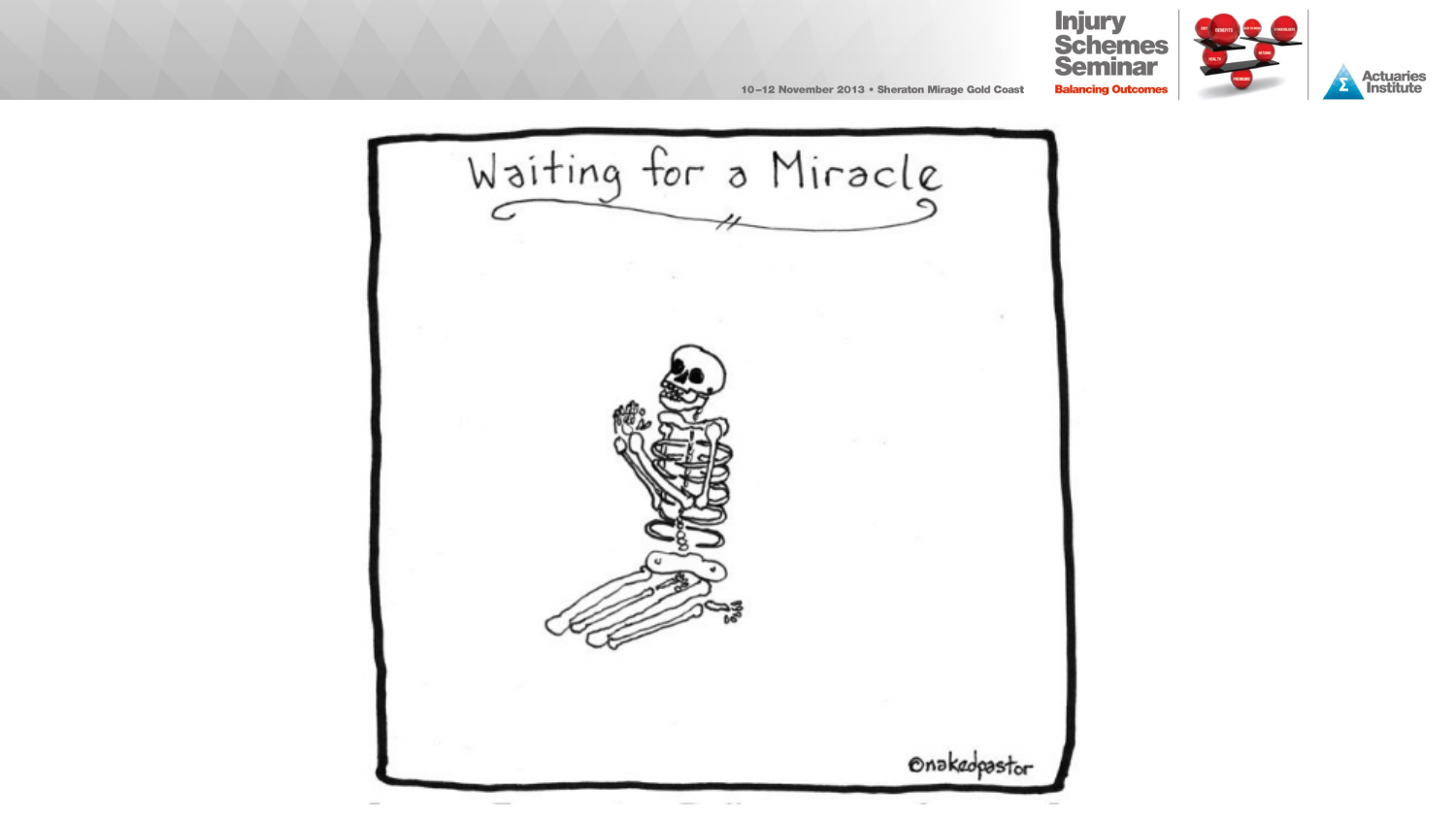Waiting for a Miracle

©nakedpastor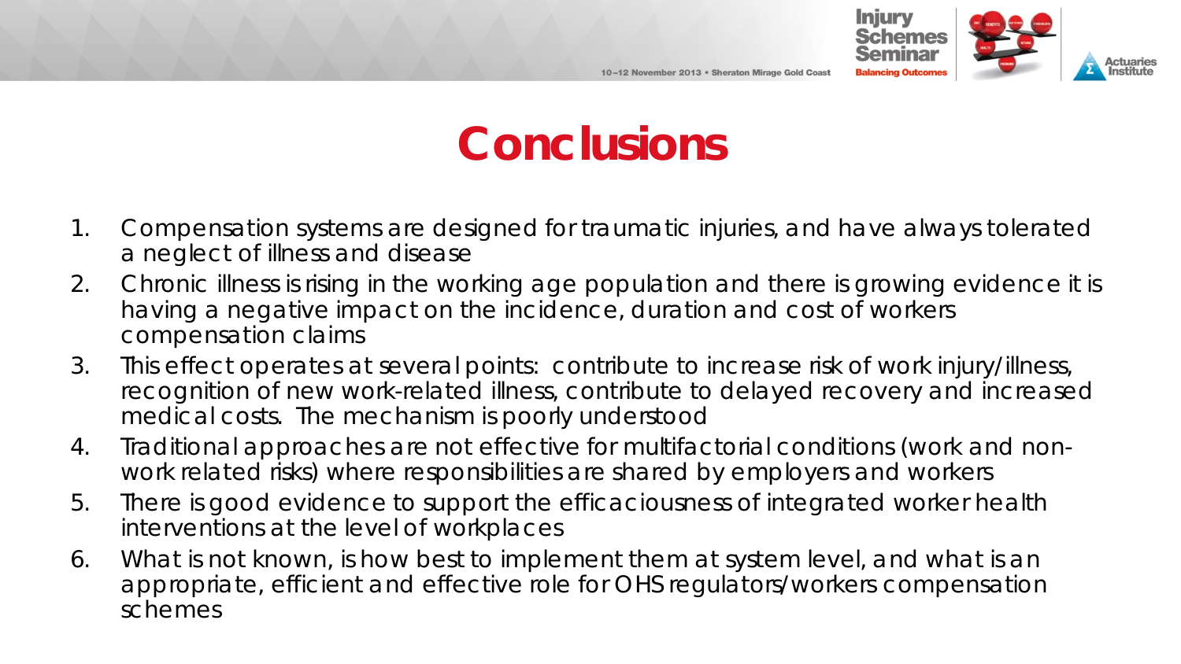# Conclusions

1. Compensation systems are designed for traumatic injuries, and have always tolerated a neglect of illness and disease
2. Chronic illness is rising in the working age population and there is growing evidence it is having a negative impact on the incidence, duration and cost of workers compensation claims
3. This effect operates at several points: contribute to increase risk of work injury/illness, recognition of new work-related illness, contribute to delayed recovery and increased medical costs. The mechanism is poorly understood
4. Traditional approaches are not effective for multifactorial conditions (work and non-work related risks) where responsibilities are shared by employers and workers
5. There is good evidence to support the efficaciousness of integrated worker health interventions at the level of workplaces
6. What is not known, is how best to implement them at system level, and what is an appropriate, efficient and effective role for OHS regulators/workers compensation schemes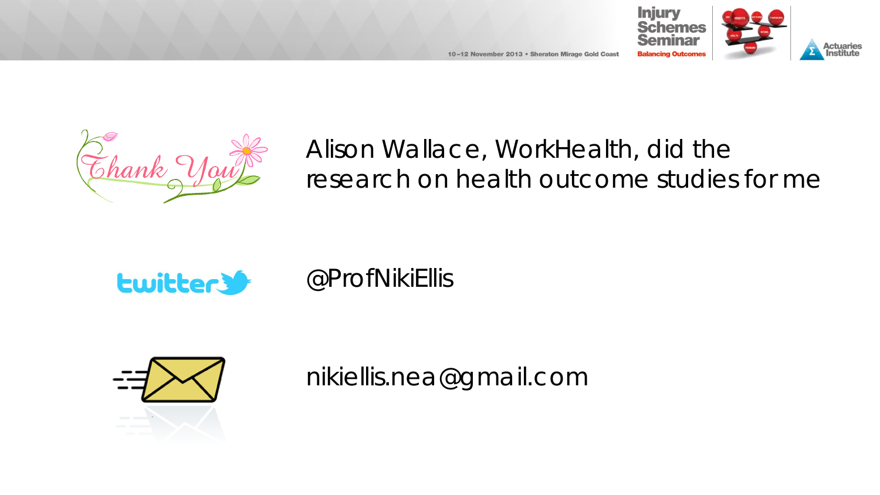Thank You

Alison Wallace, WorkHealth, did the research on health outcome studies for me

twitter

@ProfNikiEllis

nikiellis.nea@gmail.com